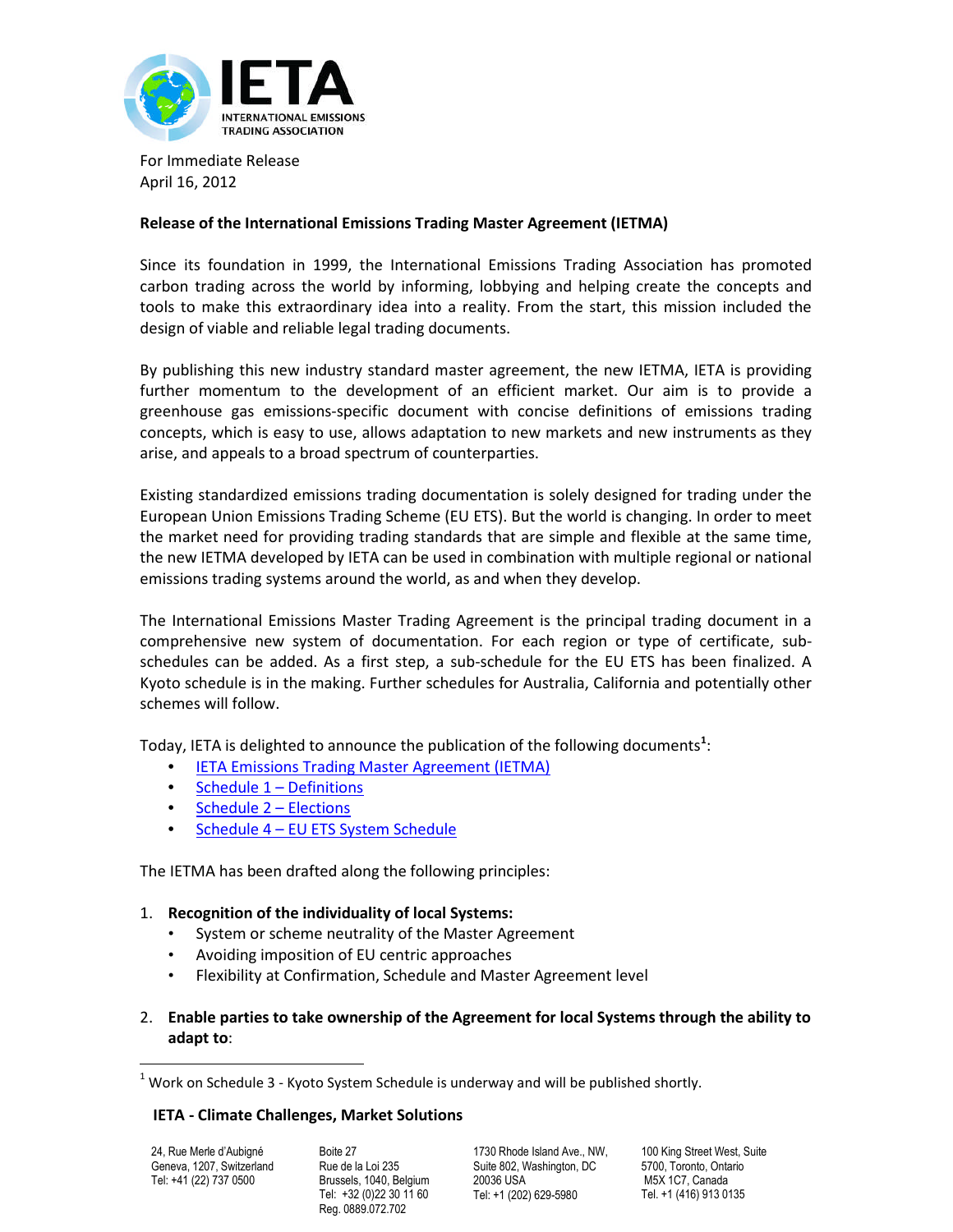IETA INTERNATIONAL EMISSIONS TRADING ASSOCIATION

For Immediate Release
April 16, 2012

**Release of the International Emissions Trading Master Agreement (IETMA)**

Since its foundation in 1999, the International Emissions Trading Association has promoted carbon trading across the world by informing, lobbying and helping create the concepts and tools to make this extraordinary idea into a reality. From the start, this mission included the design of viable and reliable legal trading documents.

By publishing this new industry standard master agreement, the new IETMA, IETA is providing further momentum to the development of an efficient market. Our aim is to provide a greenhouse gas emissions-specific document with concise definitions of emissions trading concepts, which is easy to use, allows adaptation to new markets and new instruments as they arise, and appeals to a broad spectrum of counterparties.

Existing standardized emissions trading documentation is solely designed for trading under the European Union Emissions Trading Scheme (EU ETS). But the world is changing. In order to meet the market need for providing trading standards that are simple and flexible at the same time, the new IETMA developed by IETA can be used in combination with multiple regional or national emissions trading systems around the world, as and when they develop.

The International Emissions Master Trading Agreement is the principal trading document in a comprehensive new system of documentation. For each region or type of certificate, sub-schedules can be added. As a first step, a sub-schedule for the EU ETS has been finalized. A Kyoto schedule is in the making. Further schedules for Australia, California and potentially other schemes will follow.

Today, IETA is delighted to announce the publication of the following documents[1]:

- IETA Emissions Trading Master Agreement (IETMA)
- Schedule 1 – Definitions
- Schedule 2 – Elections
- Schedule 4 – EU ETS System Schedule

The IETMA has been drafted along the following principles:

1. **Recognition of the individuality of local Systems:**
   - System or scheme neutrality of the Master Agreement
   - Avoiding imposition of EU centric approaches
   - Flexibility at Confirmation, Schedule and Master Agreement level

2. **Enable parties to take ownership of the Agreement for local Systems through the ability to adapt to**:

[1] Work on Schedule 3 - Kyoto System Schedule is underway and will be published shortly.

**IETA - Climate Challenges, Market Solutions**

24, Rue Merle d'Aubigné
Geneva, 1207, Switzerland
Tel: +41 (22) 737 0500

Boite 27
Rue de la Loi 235
Brussels, 1040, Belgium
Tel: +32 (0)22 30 11 60
Reg. 0889.072.702

1730 Rhode Island Ave., NW,
Suite 802, Washington, DC
20036 USA
Tel: +1 (202) 629-5980

100 King Street West, Suite
5700, Toronto, Ontario
M5X 1C7, Canada
Tel. +1 (416) 913 0135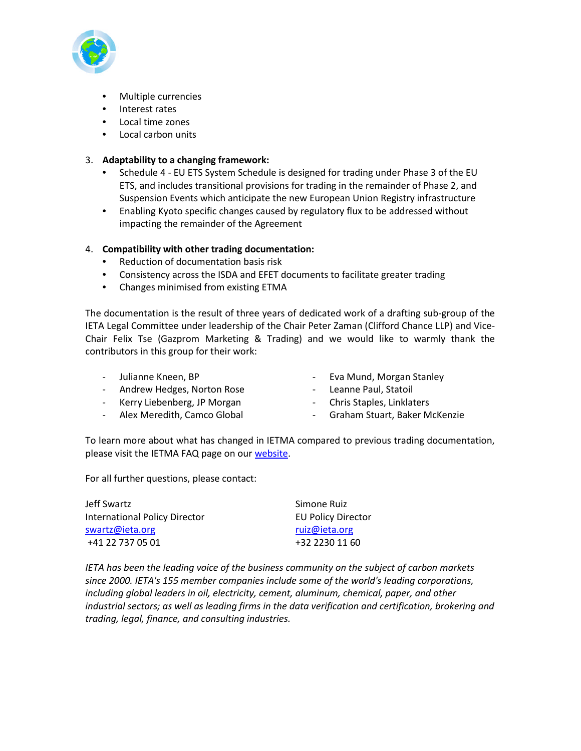- Multiple currencies
- Interest rates
- Local time zones
- Local carbon units

3. **Adaptability to a changing framework:**
   - Schedule 4 - EU ETS System Schedule is designed for trading under Phase 3 of the EU ETS, and includes transitional provisions for trading in the remainder of Phase 2, and Suspension Events which anticipate the new European Union Registry infrastructure
   - Enabling Kyoto specific changes caused by regulatory flux to be addressed without impacting the remainder of the Agreement

4. **Compatibility with other trading documentation:**
   - Reduction of documentation basis risk
   - Consistency across the ISDA and EFET documents to facilitate greater trading
   - Changes minimised from existing ETMA

The documentation is the result of three years of dedicated work of a drafting sub-group of the IETA Legal Committee under leadership of the Chair Peter Zaman (Clifford Chance LLP) and Vice-Chair Felix Tse (Gazprom Marketing & Trading) and we would like to warmly thank the contributors in this group for their work:

- Julianne Kneen, BP
- Andrew Hedges, Norton Rose
- Kerry Liebenberg, JP Morgan
- Alex Meredith, Camco Global
- Eva Mund, Morgan Stanley
- Leanne Paul, Statoil
- Chris Staples, Linklaters
- Graham Stuart, Baker McKenzie

To learn more about what has changed in IETMA compared to previous trading documentation, please visit the IETMA FAQ page on our website.

For all further questions, please contact:

Jeff Swartz
International Policy Director
swartz@ieta.org
+41 22 737 05 01

Simone Ruiz
EU Policy Director
ruiz@ieta.org
+32 2230 11 60

*IETA has been the leading voice of the business community on the subject of carbon markets since 2000. IETA's 155 member companies include some of the world's leading corporations, including global leaders in oil, electricity, cement, aluminum, chemical, paper, and other industrial sectors; as well as leading firms in the data verification and certification, brokering and trading, legal, finance, and consulting industries.*